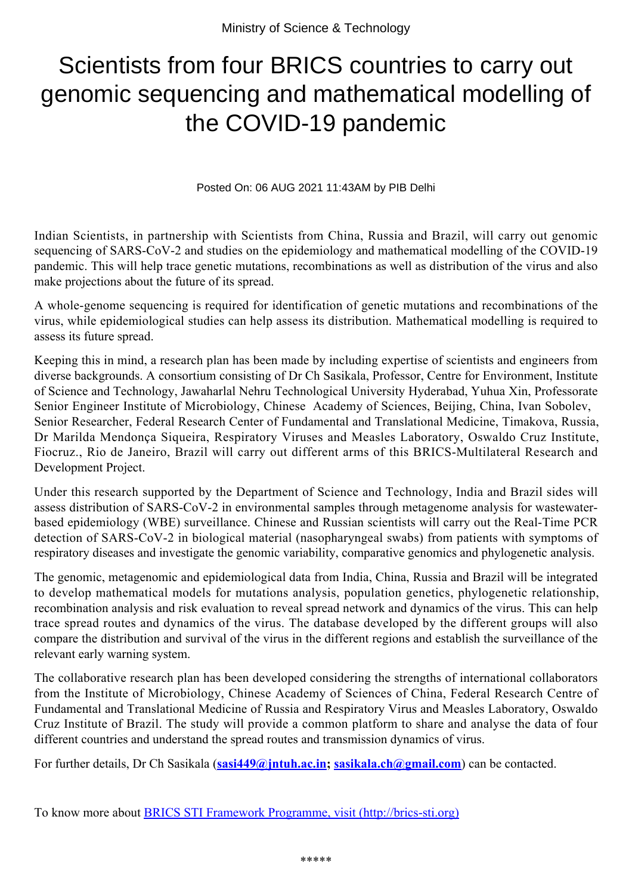Ministry of Science & Technology

# Scientists from four BRICS countries to carry out genomic sequencing and mathematical modelling of the COVID-19 pandemic

Posted On: 06 AUG 2021 11:43AM by PIB Delhi

Indian Scientists, in partnership with Scientists from China, Russia and Brazil, will carry out genomic sequencing of SARS-CoV-2 and studies on the epidemiology and mathematical modelling of the COVID-19 pandemic. This will help trace genetic mutations, recombinations as well as distribution of the virus and also make projections about the future of its spread.

A whole-genome sequencing is required for identification of genetic mutations and recombinations of the virus, while epidemiological studies can help assess its distribution. Mathematical modelling is required to assess its future spread.

Keeping this in mind, a research plan has been made by including expertise of scientists and engineers from diverse backgrounds. A consortium consisting of Dr Ch Sasikala, Professor, Centre for Environment, Institute of Science and Technology, Jawaharlal Nehru Technological University Hyderabad, Yuhua Xin, Professorate Senior Engineer Institute of Microbiology, Chinese Academy of Sciences, Beijing, China, Ivan Sobolev, Senior Researcher, Federal Research Center of Fundamental and Translational Medicine, Timakova, Russia, Dr Marilda Mendonça Siqueira, Respiratory Viruses and Measles Laboratory, Oswaldo Cruz Institute, Fiocruz., Rio de Janeiro, Brazil will carry out different arms of this BRICS-Multilateral Research and Development Project.

Under this research supported by the Department of Science and Technology, India and Brazil sides will assess distribution of SARS-CoV-2 in environmental samples through metagenome analysis for wastewater-based epidemiology (WBE) surveillance. Chinese and Russian scientists will carry out the Real-Time PCR detection of SARS-CoV-2 in biological material (nasopharyngeal swabs) from patients with symptoms of respiratory diseases and investigate the genomic variability, comparative genomics and phylogenetic analysis.

The genomic, metagenomic and epidemiological data from India, China, Russia and Brazil will be integrated to develop mathematical models for mutations analysis, population genetics, phylogenetic relationship, recombination analysis and risk evaluation to reveal spread network and dynamics of the virus. This can help trace spread routes and dynamics of the virus. The database developed by the different groups will also compare the distribution and survival of the virus in the different regions and establish the surveillance of the relevant early warning system.

The collaborative research plan has been developed considering the strengths of international collaborators from the Institute of Microbiology, Chinese Academy of Sciences of China, Federal Research Centre of Fundamental and Translational Medicine of Russia and Respiratory Virus and Measles Laboratory, Oswaldo Cruz Institute of Brazil. The study will provide a common platform to share and analyse the data of four different countries and understand the spread routes and transmission dynamics of virus.

For further details, Dr Ch Sasikala (**sasi449@jntuh.ac.in; sasikala.ch@gmail.com**) can be contacted.

To know more about BRICS STI Framework Programme, visit (http://brics-sti.org)

*****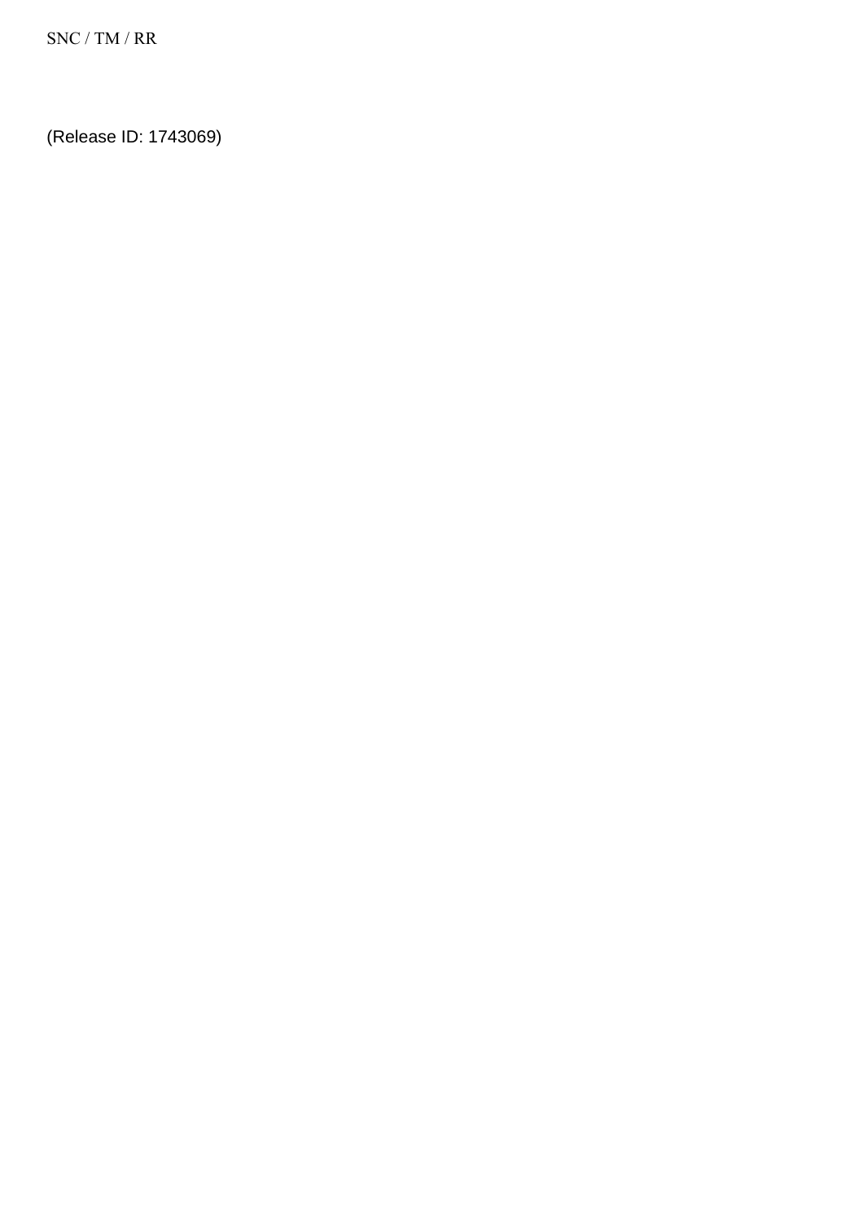SNC / TM / RR

(Release ID: 1743069)